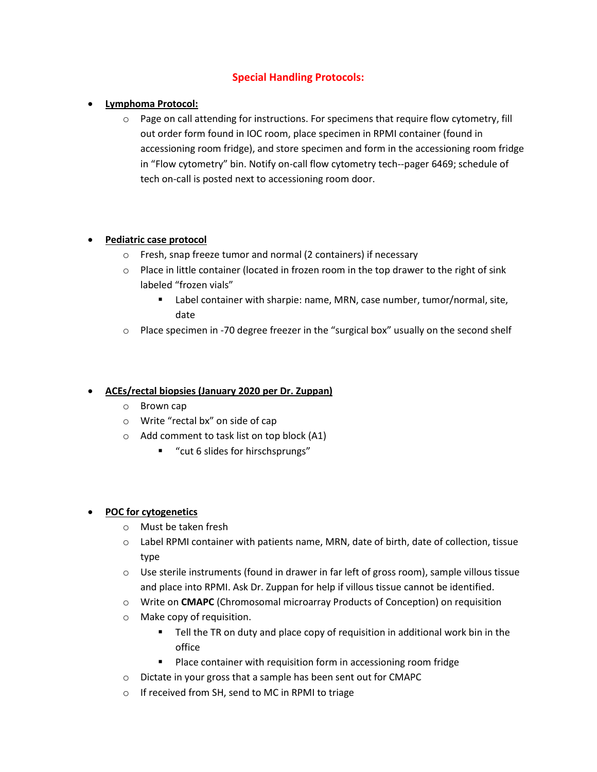# Special Handling Protocols:

- **Lymphoma Protocol:**
  - Page on call attending for instructions. For specimens that require flow cytometry, fill out order form found in IOC room, place specimen in RPMI container (found in accessioning room fridge), and store specimen and form in the accessioning room fridge in "Flow cytometry" bin. Notify on-call flow cytometry tech--pager 6469; schedule of tech on-call is posted next to accessioning room door.

- **Pediatric case protocol**
  - Fresh, snap freeze tumor and normal (2 containers) if necessary
  - Place in little container (located in frozen room in the top drawer to the right of sink labeled "frozen vials"
    - Label container with sharpie: name, MRN, case number, tumor/normal, site, date
  - Place specimen in -70 degree freezer in the "surgical box" usually on the second shelf

- **ACEs/rectal biopsies (January 2020 per Dr. Zuppan)**
  - Brown cap
  - Write "rectal bx" on side of cap
  - Add comment to task list on top block (A1)
    - "cut 6 slides for hirschsprungs"

- **POC for cytogenetics**
  - Must be taken fresh
  - Label RPMI container with patients name, MRN, date of birth, date of collection, tissue type
  - Use sterile instruments (found in drawer in far left of gross room), sample villous tissue and place into RPMI. Ask Dr. Zuppan for help if villous tissue cannot be identified.
  - Write on **CMAPC** (Chromosomal microarray Products of Conception) on requisition
  - Make copy of requisition.
    - Tell the TR on duty and place copy of requisition in additional work bin in the office
    - Place container with requisition form in accessioning room fridge
  - Dictate in your gross that a sample has been sent out for CMAPC
  - If received from SH, send to MC in RPMI to triage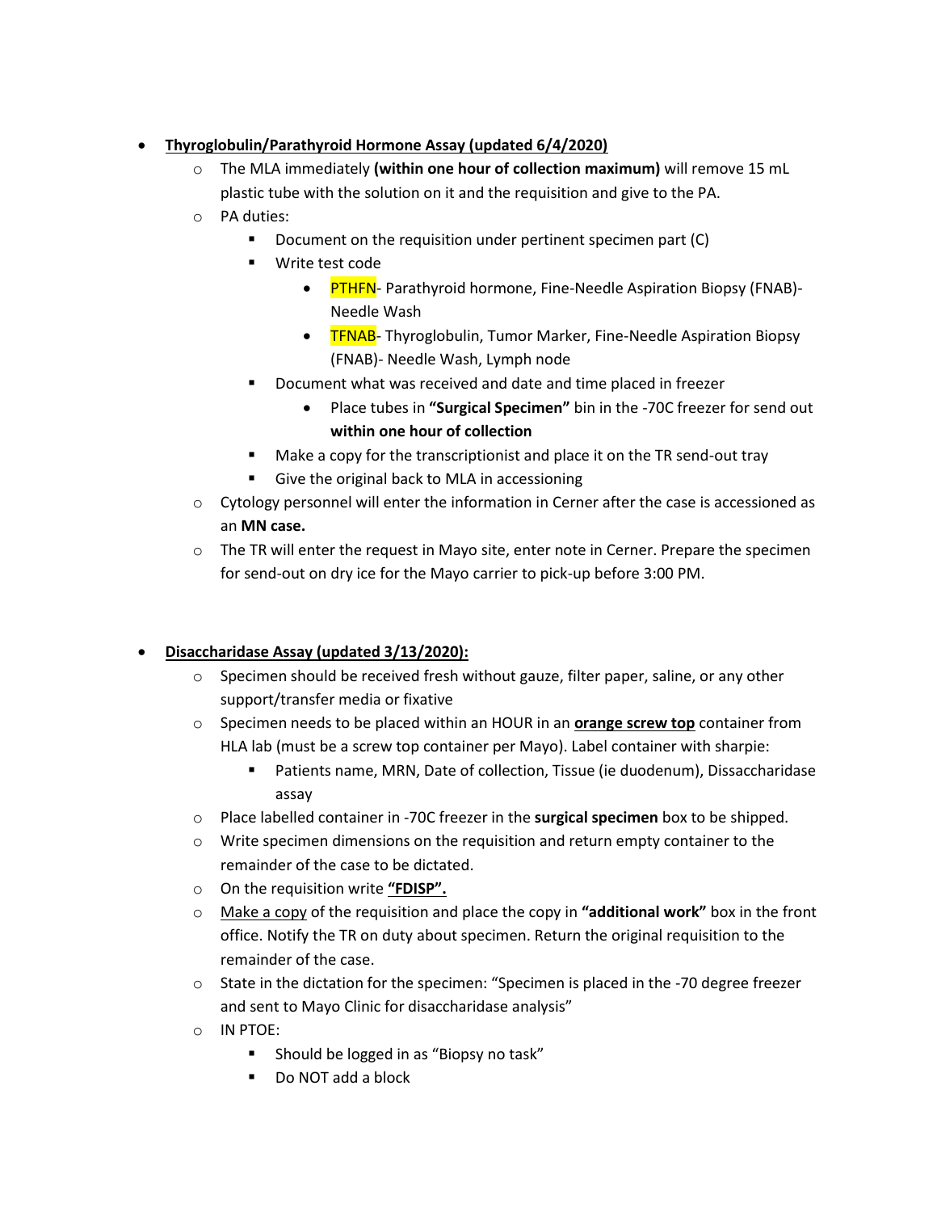- **Thyroglobulin/Parathyroid Hormone Assay (updated 6/4/2020)**
  - The MLA immediately **(within one hour of collection maximum)** will remove 15 mL plastic tube with the solution on it and the requisition and give to the PA.
  - PA duties:
    - Document on the requisition under pertinent specimen part (C)
    - Write test code
      - PTHFN- Parathyroid hormone, Fine-Needle Aspiration Biopsy (FNAB)- Needle Wash
      - TFNAB- Thyroglobulin, Tumor Marker, Fine-Needle Aspiration Biopsy (FNAB)- Needle Wash, Lymph node
    - Document what was received and date and time placed in freezer
      - Place tubes in **"Surgical Specimen"** bin in the -70C freezer for send out **within one hour of collection**
    - Make a copy for the transcriptionist and place it on the TR send-out tray
    - Give the original back to MLA in accessioning
  - Cytology personnel will enter the information in Cerner after the case is accessioned as an **MN case.**
  - The TR will enter the request in Mayo site, enter note in Cerner. Prepare the specimen for send-out on dry ice for the Mayo carrier to pick-up before 3:00 PM.

- **Disaccharidase Assay (updated 3/13/2020):**
  - Specimen should be received fresh without gauze, filter paper, saline, or any other support/transfer media or fixative
  - Specimen needs to be placed within an HOUR in an **orange screw top** container from HLA lab (must be a screw top container per Mayo). Label container with sharpie:
    - Patients name, MRN, Date of collection, Tissue (ie duodenum), Dissaccharidase assay
  - Place labelled container in -70C freezer in the **surgical specimen** box to be shipped.
  - Write specimen dimensions on the requisition and return empty container to the remainder of the case to be dictated.
  - On the requisition write **"FDISP".**
  - Make a copy of the requisition and place the copy in **"additional work"** box in the front office. Notify the TR on duty about specimen. Return the original requisition to the remainder of the case.
  - State in the dictation for the specimen: "Specimen is placed in the -70 degree freezer and sent to Mayo Clinic for disaccharidase analysis"
  - IN PTOE:
    - Should be logged in as "Biopsy no task"
    - Do NOT add a block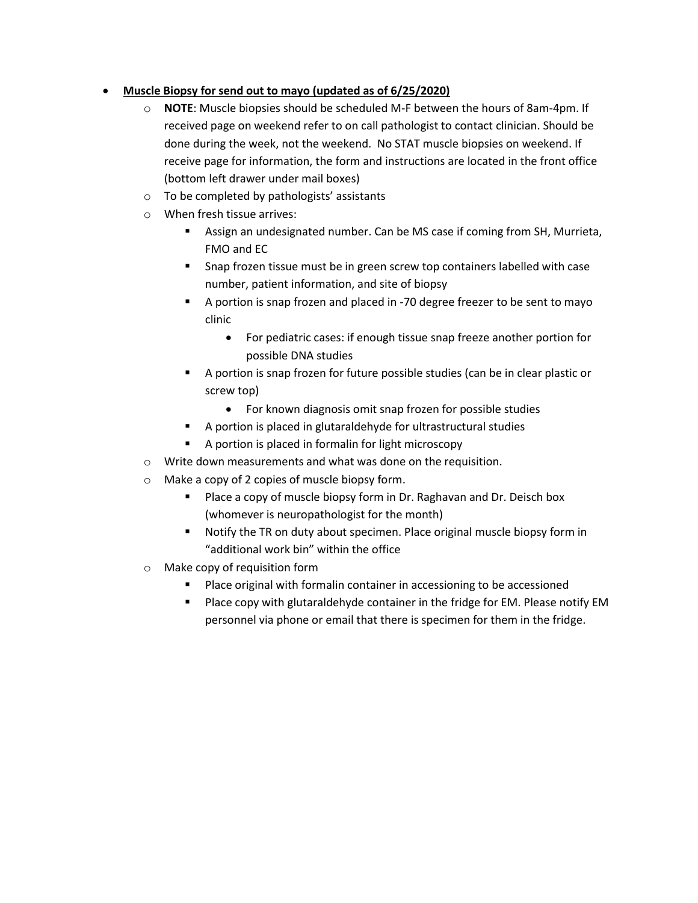- **<u>Muscle Biopsy for send out to mayo (updated as of 6/25/2020)</u>**
  - **NOTE**: Muscle biopsies should be scheduled M-F between the hours of 8am-4pm. If received page on weekend refer to on call pathologist to contact clinician. Should be done during the week, not the weekend. No STAT muscle biopsies on weekend. If receive page for information, the form and instructions are located in the front office (bottom left drawer under mail boxes)
  - To be completed by pathologists' assistants
  - When fresh tissue arrives:
    - Assign an undesignated number. Can be MS case if coming from SH, Murrieta, FMO and EC
    - Snap frozen tissue must be in green screw top containers labelled with case number, patient information, and site of biopsy
    - A portion is snap frozen and placed in -70 degree freezer to be sent to mayo clinic
      - For pediatric cases: if enough tissue snap freeze another portion for possible DNA studies
    - A portion is snap frozen for future possible studies (can be in clear plastic or screw top)
      - For known diagnosis omit snap frozen for possible studies
    - A portion is placed in glutaraldehyde for ultrastructural studies
    - A portion is placed in formalin for light microscopy
  - Write down measurements and what was done on the requisition.
  - Make a copy of 2 copies of muscle biopsy form.
    - Place a copy of muscle biopsy form in Dr. Raghavan and Dr. Deisch box (whomever is neuropathologist for the month)
    - Notify the TR on duty about specimen. Place original muscle biopsy form in "additional work bin" within the office
  - Make copy of requisition form
    - Place original with formalin container in accessioning to be accessioned
    - Place copy with glutaraldehyde container in the fridge for EM. Please notify EM personnel via phone or email that there is specimen for them in the fridge.